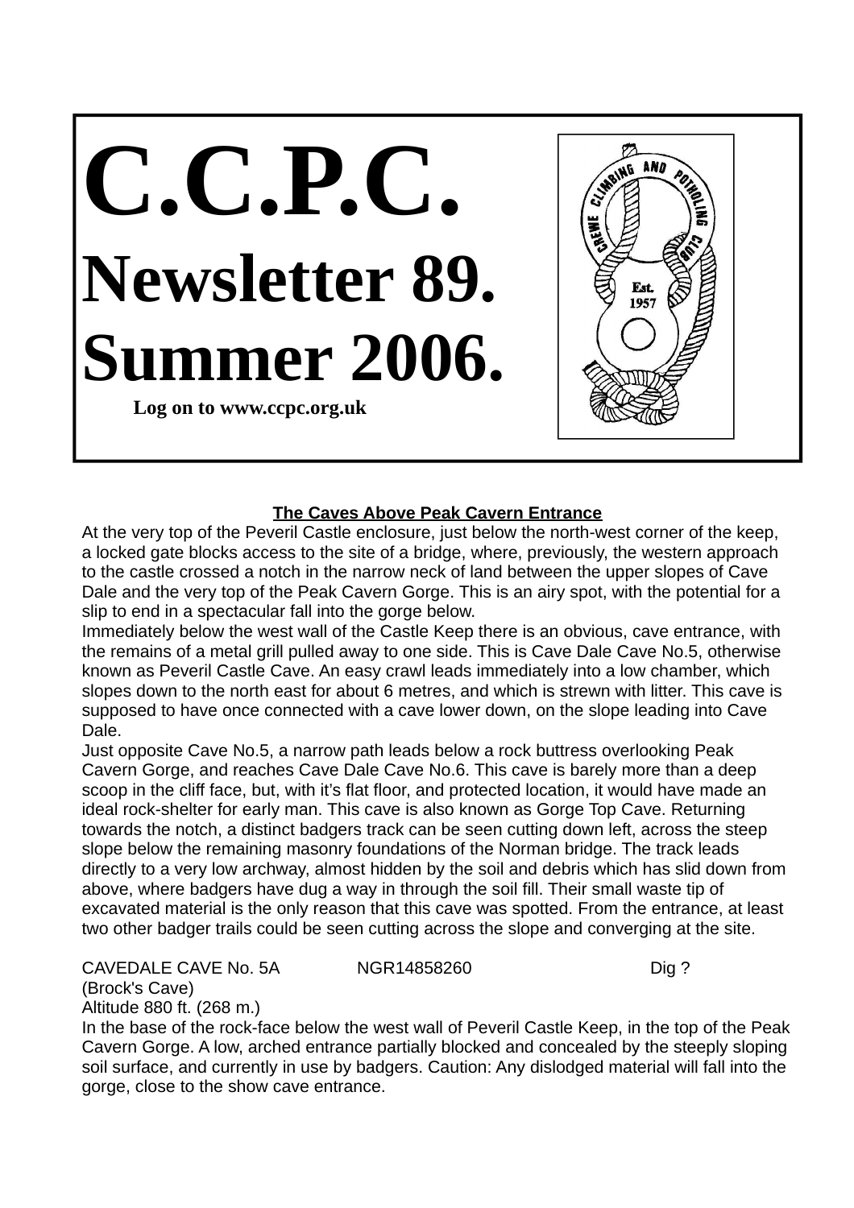# C.C.P.C.

## Newsletter 89.

## Summer 2006.

**Log on to www.ccpc.org.uk**

### The Caves Above Peak Cavern Entrance

At the very top of the Peveril Castle enclosure, just below the north-west corner of the keep, a locked gate blocks access to the site of a bridge, where, previously, the western approach to the castle crossed a notch in the narrow neck of land between the upper slopes of Cave Dale and the very top of the Peak Cavern Gorge. This is an airy spot, with the potential for a slip to end in a spectacular fall into the gorge below.

Immediately below the west wall of the Castle Keep there is an obvious, cave entrance, with the remains of a metal grill pulled away to one side. This is Cave Dale Cave No.5, otherwise known as Peveril Castle Cave. An easy crawl leads immediately into a low chamber, which slopes down to the north east for about 6 metres, and which is strewn with litter. This cave is supposed to have once connected with a cave lower down, on the slope leading into Cave Dale.

Just opposite Cave No.5, a narrow path leads below a rock buttress overlooking Peak Cavern Gorge, and reaches Cave Dale Cave No.6. This cave is barely more than a deep scoop in the cliff face, but, with it's flat floor, and protected location, it would have made an ideal rock-shelter for early man. This cave is also known as Gorge Top Cave. Returning towards the notch, a distinct badgers track can be seen cutting down left, across the steep slope below the remaining masonry foundations of the Norman bridge. The track leads directly to a very low archway, almost hidden by the soil and debris which has slid down from above, where badgers have dug a way in through the soil fill. Their small waste tip of excavated material is the only reason that this cave was spotted. From the entrance, at least two other badger trails could be seen cutting across the slope and converging at the site.

CAVEDALE CAVE No. 5A NGR14858260 Dig ?
(Brock's Cave)
Altitude 880 ft. (268 m.)

In the base of the rock-face below the west wall of Peveril Castle Keep, in the top of the Peak Cavern Gorge. A low, arched entrance partially blocked and concealed by the steeply sloping soil surface, and currently in use by badgers. Caution: Any dislodged material will fall into the gorge, close to the show cave entrance.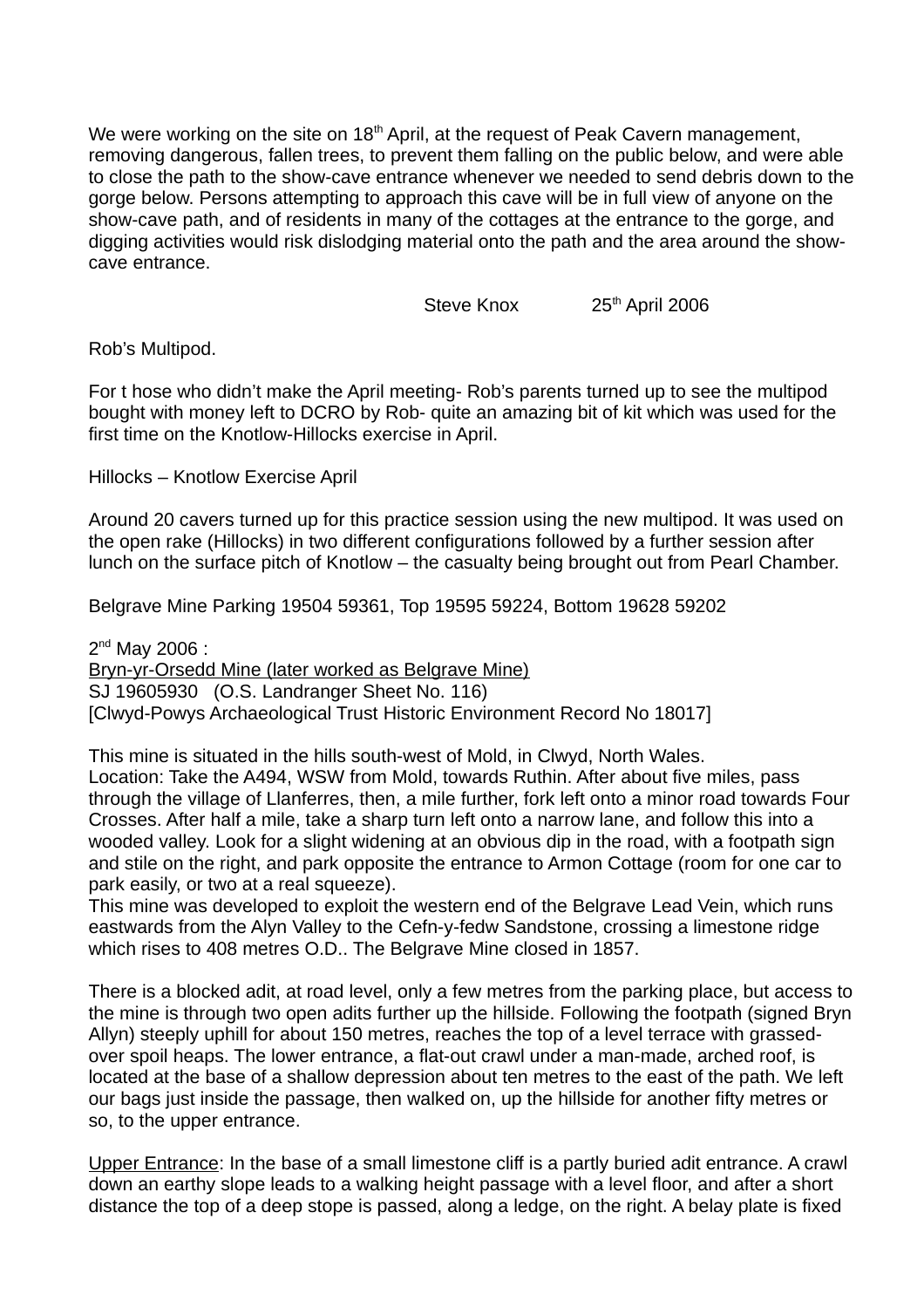We were working on the site on 18th April, at the request of Peak Cavern management, removing dangerous, fallen trees, to prevent them falling on the public below, and were able to close the path to the show-cave entrance whenever we needed to send debris down to the gorge below. Persons attempting to approach this cave will be in full view of anyone on the show-cave path, and of residents in many of the cottages at the entrance to the gorge, and digging activities would risk dislodging material onto the path and the area around the show-cave entrance.

Steve Knox 25th April 2006

Rob's Multipod.

For t hose who didn't make the April meeting- Rob's parents turned up to see the multipod bought with money left to DCRO by Rob- quite an amazing bit of kit which was used for the first time on the Knotlow-Hillocks exercise in April.

Hillocks – Knotlow Exercise April

Around 20 cavers turned up for this practice session using the new multipod. It was used on the open rake (Hillocks) in two different configurations followed by a further session after lunch on the surface pitch of Knotlow – the casualty being brought out from Pearl Chamber.

Belgrave Mine Parking 19504 59361, Top 19595 59224, Bottom 19628 59202

2nd May 2006 :
Bryn-yr-Orsedd Mine (later worked as Belgrave Mine)
SJ 19605930 (O.S. Landranger Sheet No. 116)
[Clwyd-Powys Archaeological Trust Historic Environment Record No 18017]

This mine is situated in the hills south-west of Mold, in Clwyd, North Wales.
Location: Take the A494, WSW from Mold, towards Ruthin. After about five miles, pass through the village of Llanferres, then, a mile further, fork left onto a minor road towards Four Crosses. After half a mile, take a sharp turn left onto a narrow lane, and follow this into a wooded valley. Look for a slight widening at an obvious dip in the road, with a footpath sign and stile on the right, and park opposite the entrance to Armon Cottage (room for one car to park easily, or two at a real squeeze).
This mine was developed to exploit the western end of the Belgrave Lead Vein, which runs eastwards from the Alyn Valley to the Cefn-y-fedw Sandstone, crossing a limestone ridge which rises to 408 metres O.D.. The Belgrave Mine closed in 1857.

There is a blocked adit, at road level, only a few metres from the parking place, but access to the mine is through two open adits further up the hillside. Following the footpath (signed Bryn Allyn) steeply uphill for about 150 metres, reaches the top of a level terrace with grassed-over spoil heaps. The lower entrance, a flat-out crawl under a man-made, arched roof, is located at the base of a shallow depression about ten metres to the east of the path. We left our bags just inside the passage, then walked on, up the hillside for another fifty metres or so, to the upper entrance.

Upper Entrance: In the base of a small limestone cliff is a partly buried adit entrance. A crawl down an earthy slope leads to a walking height passage with a level floor, and after a short distance the top of a deep stope is passed, along a ledge, on the right. A belay plate is fixed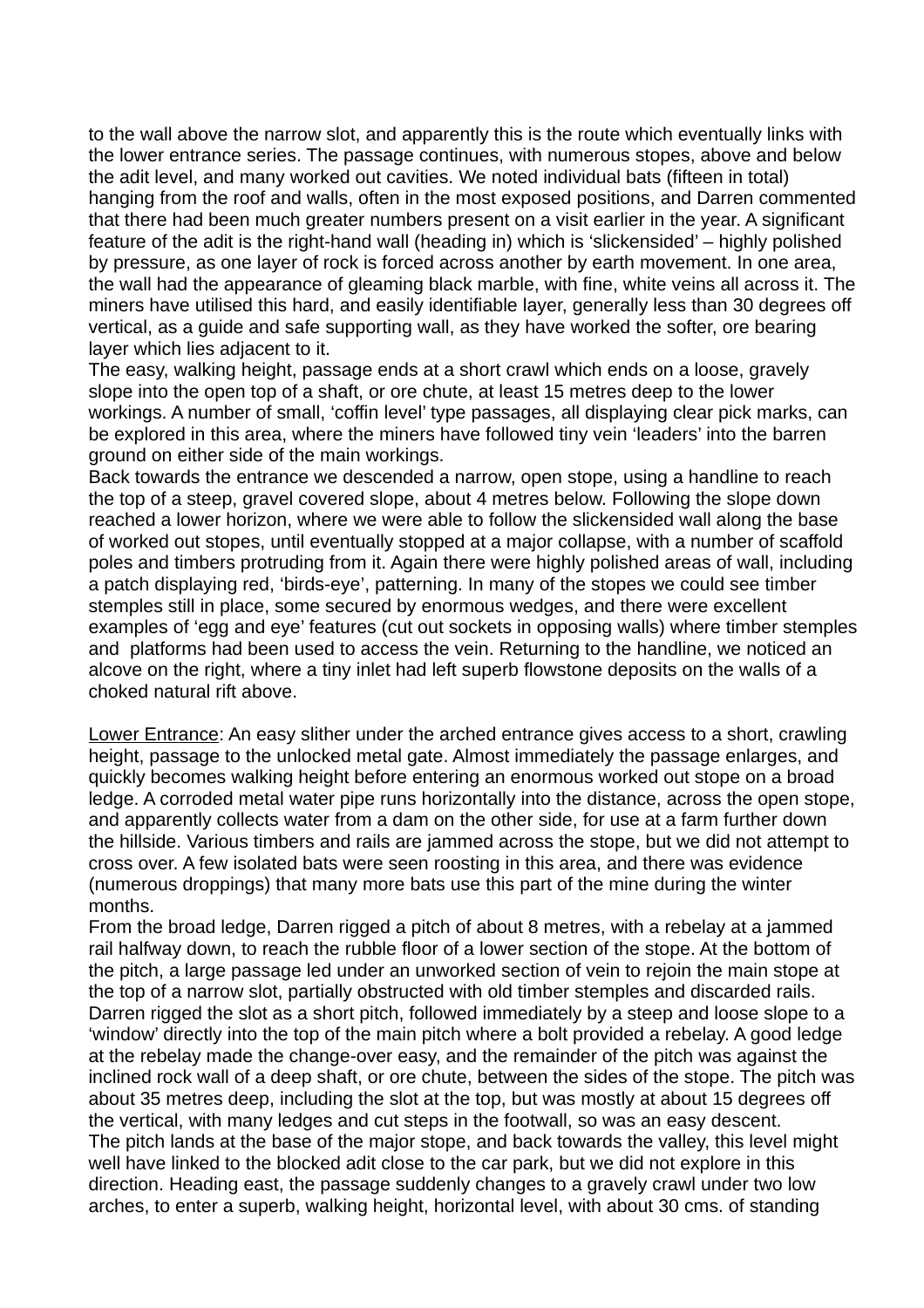to the wall above the narrow slot, and apparently this is the route which eventually links with the lower entrance series. The passage continues, with numerous stopes, above and below the adit level, and many worked out cavities. We noted individual bats (fifteen in total) hanging from the roof and walls, often in the most exposed positions, and Darren commented that there had been much greater numbers present on a visit earlier in the year. A significant feature of the adit is the right-hand wall (heading in) which is 'slickensided' – highly polished by pressure, as one layer of rock is forced across another by earth movement. In one area, the wall had the appearance of gleaming black marble, with fine, white veins all across it. The miners have utilised this hard, and easily identifiable layer, generally less than 30 degrees off vertical, as a guide and safe supporting wall, as they have worked the softer, ore bearing layer which lies adjacent to it.

The easy, walking height, passage ends at a short crawl which ends on a loose, gravely slope into the open top of a shaft, or ore chute, at least 15 metres deep to the lower workings. A number of small, 'coffin level' type passages, all displaying clear pick marks, can be explored in this area, where the miners have followed tiny vein 'leaders' into the barren ground on either side of the main workings.

Back towards the entrance we descended a narrow, open stope, using a handline to reach the top of a steep, gravel covered slope, about 4 metres below. Following the slope down reached a lower horizon, where we were able to follow the slickensided wall along the base of worked out stopes, until eventually stopped at a major collapse, with a number of scaffold poles and timbers protruding from it. Again there were highly polished areas of wall, including a patch displaying red, 'birds-eye', patterning. In many of the stopes we could see timber stemples still in place, some secured by enormous wedges, and there were excellent examples of 'egg and eye' features (cut out sockets in opposing walls) where timber stemples and platforms had been used to access the vein. Returning to the handline, we noticed an alcove on the right, where a tiny inlet had left superb flowstone deposits on the walls of a choked natural rift above.

<u>Lower Entrance</u>: An easy slither under the arched entrance gives access to a short, crawling height, passage to the unlocked metal gate. Almost immediately the passage enlarges, and quickly becomes walking height before entering an enormous worked out stope on a broad ledge. A corroded metal water pipe runs horizontally into the distance, across the open stope, and apparently collects water from a dam on the other side, for use at a farm further down the hillside. Various timbers and rails are jammed across the stope, but we did not attempt to cross over. A few isolated bats were seen roosting in this area, and there was evidence (numerous droppings) that many more bats use this part of the mine during the winter months.

From the broad ledge, Darren rigged a pitch of about 8 metres, with a rebelay at a jammed rail halfway down, to reach the rubble floor of a lower section of the stope. At the bottom of the pitch, a large passage led under an unworked section of vein to rejoin the main stope at the top of a narrow slot, partially obstructed with old timber stemples and discarded rails. Darren rigged the slot as a short pitch, followed immediately by a steep and loose slope to a 'window' directly into the top of the main pitch where a bolt provided a rebelay. A good ledge at the rebelay made the change-over easy, and the remainder of the pitch was against the inclined rock wall of a deep shaft, or ore chute, between the sides of the stope. The pitch was about 35 metres deep, including the slot at the top, but was mostly at about 15 degrees off the vertical, with many ledges and cut steps in the footwall, so was an easy descent.

The pitch lands at the base of the major stope, and back towards the valley, this level might well have linked to the blocked adit close to the car park, but we did not explore in this direction. Heading east, the passage suddenly changes to a gravely crawl under two low arches, to enter a superb, walking height, horizontal level, with about 30 cms. of standing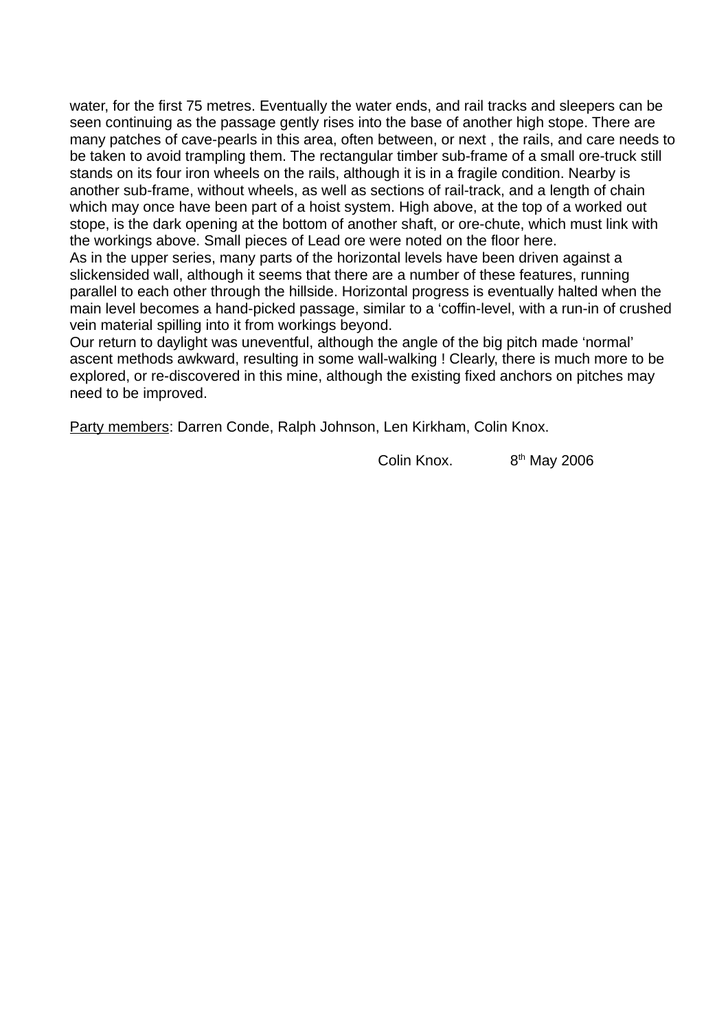water, for the first 75 metres. Eventually the water ends, and rail tracks and sleepers can be seen continuing as the passage gently rises into the base of another high stope. There are many patches of cave-pearls in this area, often between, or next , the rails, and care needs to be taken to avoid trampling them. The rectangular timber sub-frame of a small ore-truck still stands on its four iron wheels on the rails, although it is in a fragile condition. Nearby is another sub-frame, without wheels, as well as sections of rail-track, and a length of chain which may once have been part of a hoist system. High above, at the top of a worked out stope, is the dark opening at the bottom of another shaft, or ore-chute, which must link with the workings above. Small pieces of Lead ore were noted on the floor here.

As in the upper series, many parts of the horizontal levels have been driven against a slickensided wall, although it seems that there are a number of these features, running parallel to each other through the hillside. Horizontal progress is eventually halted when the main level becomes a hand-picked passage, similar to a ‘coffin-level, with a run-in of crushed vein material spilling into it from workings beyond.

Our return to daylight was uneventful, although the angle of the big pitch made ‘normal’ ascent methods awkward, resulting in some wall-walking ! Clearly, there is much more to be explored, or re-discovered in this mine, although the existing fixed anchors on pitches may need to be improved.

Party members: Darren Conde, Ralph Johnson, Len Kirkham, Colin Knox.

Colin Knox. 8th May 2006